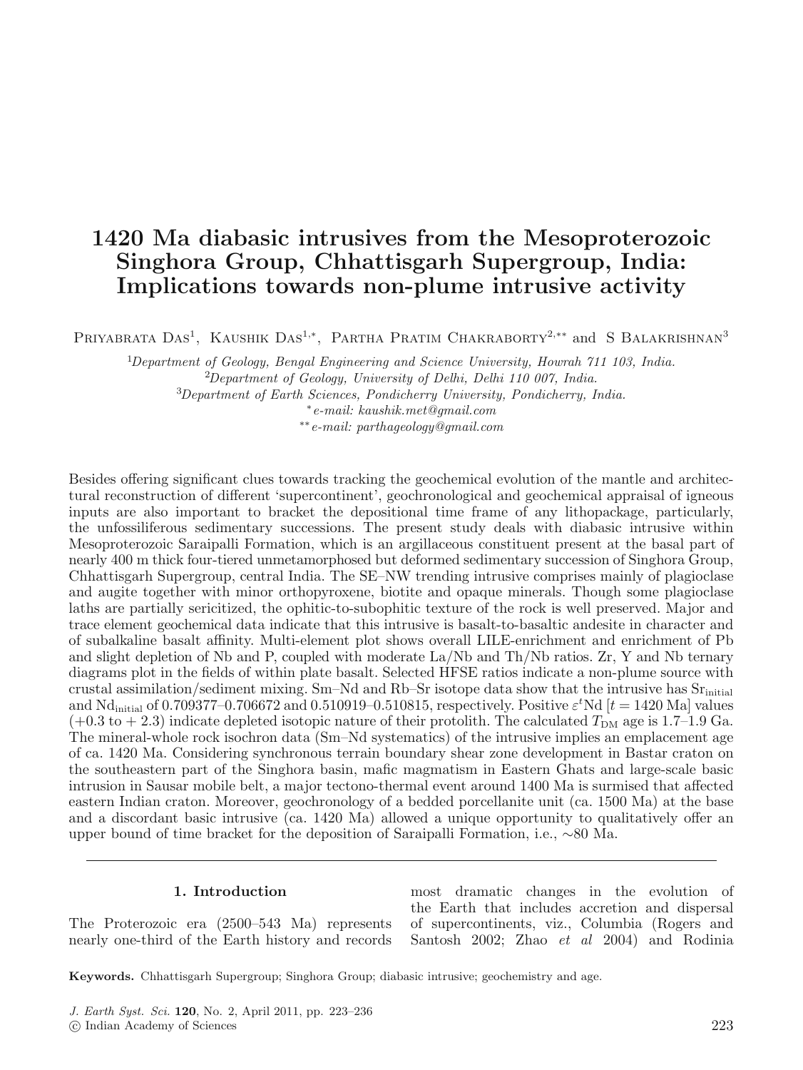# 1420 Ma diabasic intrusives from the Mesoproterozoic Singhora Group, Chhattisgarh Supergroup, India: Implications towards non-plume intrusive activity

Priyabrata Das[1], Kaushik Das[1,*], Partha Pratim Chakraborty[2,**] and S Balakrishnan[3]

[1]*Department of Geology, Bengal Engineering and Science University, Howrah 711 103, India.*
[2]*Department of Geology, University of Delhi, Delhi 110 007, India.*
[3]*Department of Earth Sciences, Pondicherry University, Pondicherry, India.*
[*]*e-mail: kaushik.met@gmail.com*
[**]*e-mail: parthageology@gmail.com*

Besides offering significant clues towards tracking the geochemical evolution of the mantle and architectural reconstruction of different 'supercontinent', geochronological and geochemical appraisal of igneous inputs are also important to bracket the depositional time frame of any lithopackage, particularly, the unfossiliferous sedimentary successions. The present study deals with diabasic intrusive within Mesoproterozoic Saraipalli Formation, which is an argillaceous constituent present at the basal part of nearly 400 m thick four-tiered unmetamorphosed but deformed sedimentary succession of Singhora Group, Chhattisgarh Supergroup, central India. The SE–NW trending intrusive comprises mainly of plagioclase and augite together with minor orthopyroxene, biotite and opaque minerals. Though some plagioclase laths are partially sericitized, the ophitic-to-subophitic texture of the rock is well preserved. Major and trace element geochemical data indicate that this intrusive is basalt-to-basaltic andesite in character and of subalkaline basalt affinity. Multi-element plot shows overall LILE-enrichment and enrichment of Pb and slight depletion of Nb and P, coupled with moderate La/Nb and Th/Nb ratios. Zr, Y and Nb ternary diagrams plot in the fields of within plate basalt. Selected HFSE ratios indicate a non-plume source with crustal assimilation/sediment mixing. Sm–Nd and Rb–Sr isotope data show that the intrusive has $Sr_{initial}$ and $Nd_{initial}$ of 0.709377–0.706672 and 0.510919–0.510815, respectively. Positive $\varepsilon^t$Nd [$t = 1420$ Ma] values (+0.3 to + 2.3) indicate depleted isotopic nature of their protolith. The calculated $T_{DM}$ age is 1.7–1.9 Ga. The mineral-whole rock isochron data (Sm–Nd systematics) of the intrusive implies an emplacement age of ca. 1420 Ma. Considering synchronous terrain boundary shear zone development in Bastar craton on the southeastern part of the Singhora basin, mafic magmatism in Eastern Ghats and large-scale basic intrusion in Sausar mobile belt, a major tectono-thermal event around 1400 Ma is surmised that affected eastern Indian craton. Moreover, geochronology of a bedded porcellanite unit (ca. 1500 Ma) at the base and a discordant basic intrusive (ca. 1420 Ma) allowed a unique opportunity to qualitatively offer an upper bound of time bracket for the deposition of Saraipalli Formation, i.e., ∼80 Ma.

## 1. Introduction

The Proterozoic era (2500–543 Ma) represents nearly one-third of the Earth history and records most dramatic changes in the evolution of the Earth that includes accretion and dispersal of supercontinents, viz., Columbia (Rogers and Santosh 2002; Zhao *et al* 2004) and Rodinia

**Keywords.** Chhattisgarh Supergroup; Singhora Group; diabasic intrusive; geochemistry and age.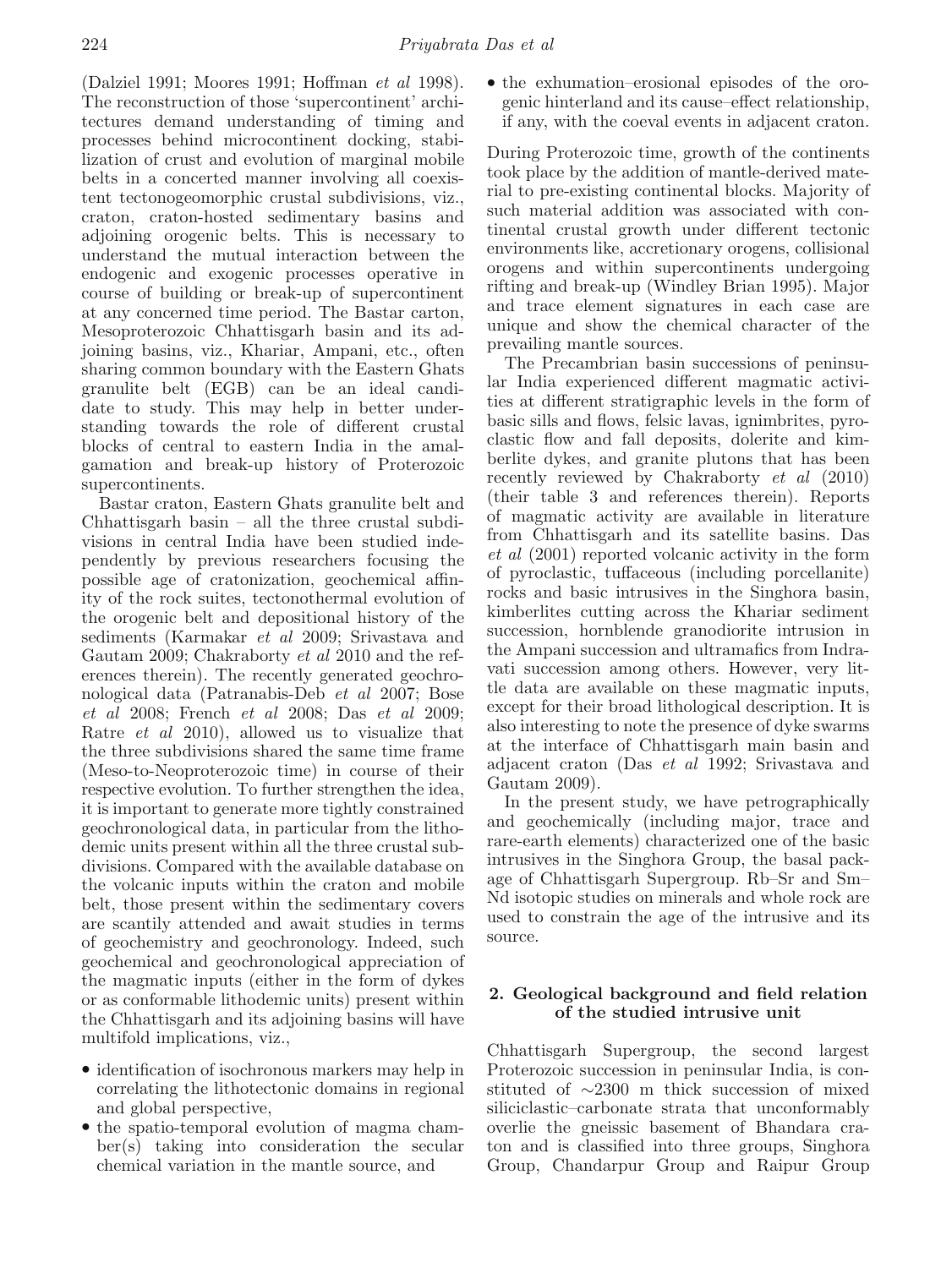(Dalziel 1991; Moores 1991; Hoffman *et al* 1998). The reconstruction of those 'supercontinent' architectures demand understanding of timing and processes behind microcontinent docking, stabilization of crust and evolution of marginal mobile belts in a concerted manner involving all coexistent tectonogeomorphic crustal subdivisions, viz., craton, craton-hosted sedimentary basins and adjoining orogenic belts. This is necessary to understand the mutual interaction between the endogenic and exogenic processes operative in course of building or break-up of supercontinent at any concerned time period. The Bastar carton, Mesoproterozoic Chhattisgarh basin and its adjoining basins, viz., Khariar, Ampani, etc., often sharing common boundary with the Eastern Ghats granulite belt (EGB) can be an ideal candidate to study. This may help in better understanding towards the role of different crustal blocks of central to eastern India in the amalgamation and break-up history of Proterozoic supercontinents.

Bastar craton, Eastern Ghats granulite belt and Chhattisgarh basin – all the three crustal subdivisions in central India have been studied independently by previous researchers focusing the possible age of cratonization, geochemical affinity of the rock suites, tectonothermal evolution of the orogenic belt and depositional history of the sediments (Karmakar *et al* 2009; Srivastava and Gautam 2009; Chakraborty *et al* 2010 and the references therein). The recently generated geochronological data (Patranabis-Deb *et al* 2007; Bose *et al* 2008; French *et al* 2008; Das *et al* 2009; Ratre *et al* 2010), allowed us to visualize that the three subdivisions shared the same time frame (Meso-to-Neoproterozoic time) in course of their respective evolution. To further strengthen the idea, it is important to generate more tightly constrained geochronological data, in particular from the lithodemic units present within all the three crustal subdivisions. Compared with the available database on the volcanic inputs within the craton and mobile belt, those present within the sedimentary covers are scantily attended and await studies in terms of geochemistry and geochronology. Indeed, such geochemical and geochronological appreciation of the magmatic inputs (either in the form of dykes or as conformable lithodemic units) present within the Chhattisgarh and its adjoining basins will have multifold implications, viz.,

- identification of isochronous markers may help in correlating the lithotectonic domains in regional and global perspective,
- the spatio-temporal evolution of magma chamber(s) taking into consideration the secular chemical variation in the mantle source, and
- the exhumation–erosional episodes of the orogenic hinterland and its cause–effect relationship, if any, with the coeval events in adjacent craton.

During Proterozoic time, growth of the continents took place by the addition of mantle-derived material to pre-existing continental blocks. Majority of such material addition was associated with continental crustal growth under different tectonic environments like, accretionary orogens, collisional orogens and within supercontinents undergoing rifting and break-up (Windley Brian 1995). Major and trace element signatures in each case are unique and show the chemical character of the prevailing mantle sources.

The Precambrian basin successions of peninsular India experienced different magmatic activities at different stratigraphic levels in the form of basic sills and flows, felsic lavas, ignimbrites, pyroclastic flow and fall deposits, dolerite and kimberlite dykes, and granite plutons that has been recently reviewed by Chakraborty *et al* (2010) (their table 3 and references therein). Reports of magmatic activity are available in literature from Chhattisgarh and its satellite basins. Das *et al* (2001) reported volcanic activity in the form of pyroclastic, tuffaceous (including porcellanite) rocks and basic intrusives in the Singhora basin, kimberlites cutting across the Khariar sediment succession, hornblende granodiorite intrusion in the Ampani succession and ultramafics from Indravati succession among others. However, very little data are available on these magmatic inputs, except for their broad lithological description. It is also interesting to note the presence of dyke swarms at the interface of Chhattisgarh main basin and adjacent craton (Das *et al* 1992; Srivastava and Gautam 2009).

In the present study, we have petrographically and geochemically (including major, trace and rare-earth elements) characterized one of the basic intrusives in the Singhora Group, the basal package of Chhattisgarh Supergroup. Rb–Sr and Sm–Nd isotopic studies on minerals and whole rock are used to constrain the age of the intrusive and its source.

## 2. Geological background and field relation of the studied intrusive unit

Chhattisgarh Supergroup, the second largest Proterozoic succession in peninsular India, is constituted of ∼2300 m thick succession of mixed siliciclastic–carbonate strata that unconformably overlie the gneissic basement of Bhandara craton and is classified into three groups, Singhora Group, Chandarpur Group and Raipur Group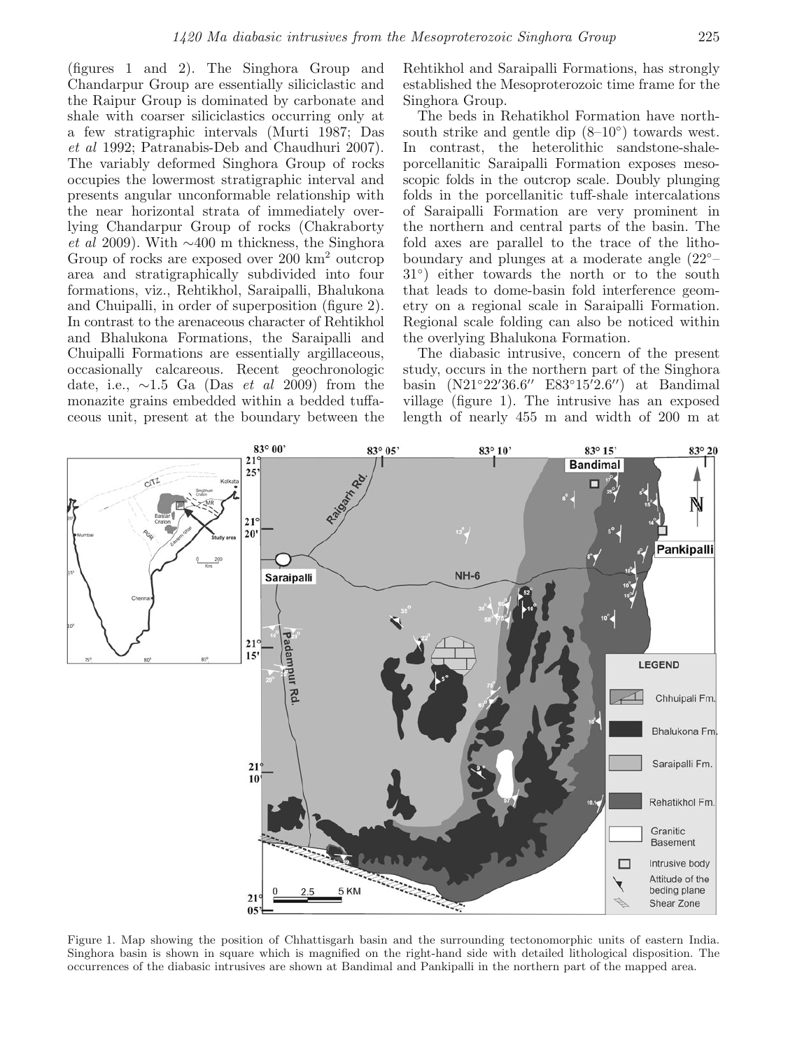(figures 1 and 2). The Singhora Group and Chandarpur Group are essentially siliciclastic and the Raipur Group is dominated by carbonate and shale with corser siliciclastics occurring only at a few stratigraphic intervals (Murti 1987; Das *et al* 1992; Patranabis-Deb and Chaudhuri 2007). The variably deformed Singhora Group of rocks occupies the lowermost stratigraphic interval and presents angular unconformable relationship with the near horizontal strata of immediately overlying Chandarpur Group of rocks (Chakraborty *et al* 2009). With ∼400 m thickness, the Singhora Group of rocks are exposed over 200 km$^2$ outcrop area and stratigraphically subdivided into four formations, viz., Rehtikhol, Saraipalli, Bhalukona and Chuipalli, in order of superposition (figure 2). In contrast to the arenaceous character of Rehtikhol and Bhalukona Formations, the Saraipalli and Chuipalli Formations are essentially argillaceous, occasionally calcareous. Recent geochronologic date, i.e., ∼1.5 Ga (Das *et al* 2009) from the monazite grains embedded within a bedded tuffaceous unit, present at the boundary between the Rehtikhol and Saraipalli Formations, has strongly established the Mesoproterozoic time frame for the Singhora Group.

The beds in Rehatikhol Formation have north-south strike and gentle dip (8–10°) towards west. In contrast, the heterolithic sandstone-shale-porcellanitic Saraipalli Formation exposes mesoscopic folds in the outcrop scale. Doubly plunging folds in the porcellanitic tuff-shale intercalations of Saraipalli Formation are very prominent in the northern and central parts of the basin. The fold axes are parallel to the trace of the litho-boundary and plunges at a moderate angle (22°–31°) either towards the north or to the south that leads to dome-basin fold interference geometry on a regional scale in Saraipalli Formation. Regional scale folding can also be noticed within the overlying Bhalukona Formation.

The diabasic intrusive, concern of the present study, occurs in the northern part of the Singhora basin (N21°22′36.6″ E83°15′2.6″) at Bandimal village (figure 1). The intrusive has an exposed length of nearly 455 m and width of 200 m at

Figure 1. Map showing the position of Chhattisgarh basin and the surrounding tectonomorphic units of eastern India. Singhora basin is shown in square which is magnified on the right-hand side with detailed lithological disposition. The occurrences of the diabasic intrusives are shown at Bandimal and Pankipalli in the northern part of the mapped area.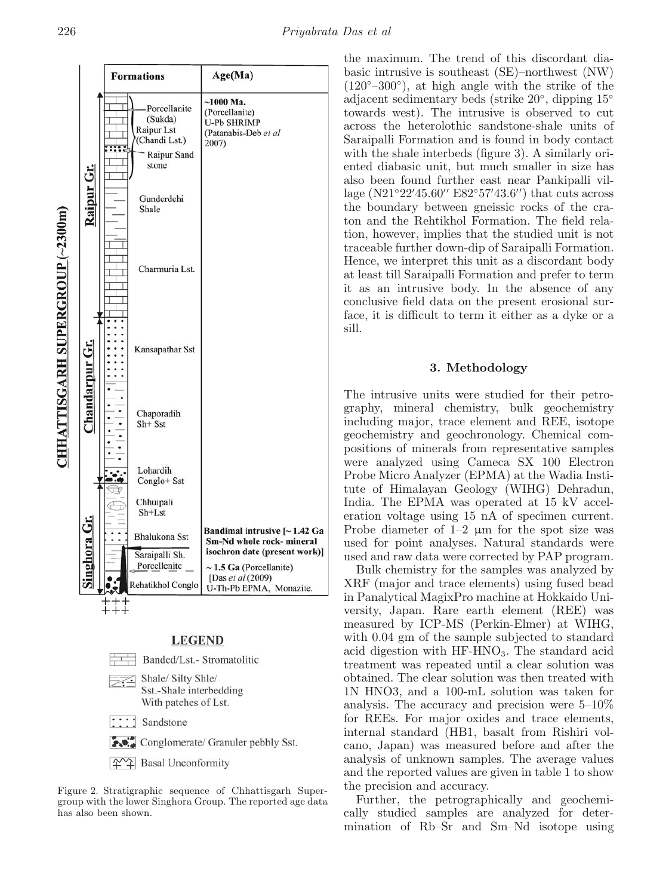Figure 2. Stratigraphic sequence of Chhattisgarh Supergroup with the lower Singhora Group. The reported age data has also been shown.

the maximum. The trend of this discordant diabasic intrusive is southeast (SE)–northwest (NW) (120°–300°), at high angle with the strike of the adjacent sedimentary beds (strike 20°, dipping 15° towards west). The intrusive is observed to cut across the heterolothic sandstone-shale units of Saraipalli Formation and is found in body contact with the shale interbeds (figure 3). A similarly oriented diabasic unit, but much smaller in size has also been found further east near Pankipalli village (N21°22′45.60″ E82°57′43.6″) that cuts across the boundary between gneissic rocks of the craton and the Rehtikhol Formation. The field relation, however, implies that the studied unit is not traceable further down-dip of Saraipalli Formation. Hence, we interpret this unit as a discordant body at least till Saraipalli Formation and prefer to term it as an intrusive body. In the absence of any conclusive field data on the present erosional surface, it is difficult to term it either as a dyke or a sill.

## 3. Methodology

The intrusive units were studied for their petrography, mineral chemistry, bulk geochemistry including major, trace element and REE, isotope geochemistry and geochronology. Chemical compositions of minerals from representative samples were analyzed using Cameca SX 100 Electron Probe Micro Analyzer (EPMA) at the Wadia Institute of Himalayan Geology (WIHG) Dehradun, India. The EPMA was operated at 15 kV acceleration voltage using 15 nA of specimen current. Probe diameter of 1–2 μm for the spot size was used for point analyses. Natural standards were used and raw data were corrected by PAP program.

Bulk chemistry for the samples was analyzed by XRF (major and trace elements) using fused bead in Panalytical MagixPro machine at Hokkaido University, Japan. Rare earth element (REE) was measured by ICP-MS (Perkin-Elmer) at WIHG, with 0.04 gm of the sample subjected to standard acid digestion with HF-$HNO_3$. The standard acid treatment was repeated until a clear solution was obtained. The clear solution was then treated with 1N HNO3, and a 100-mL solution was taken for analysis. The accuracy and precision were 5–10% for REEs. For major oxides and trace elements, internal standard (HB1, basalt from Rishiri volcano, Japan) was measured before and after the analysis of unknown samples. The average values and the reported values are given in table 1 to show the precision and accuracy.

Further, the petrographically and geochemically studied samples are analyzed for determination of Rb–Sr and Sm–Nd isotope using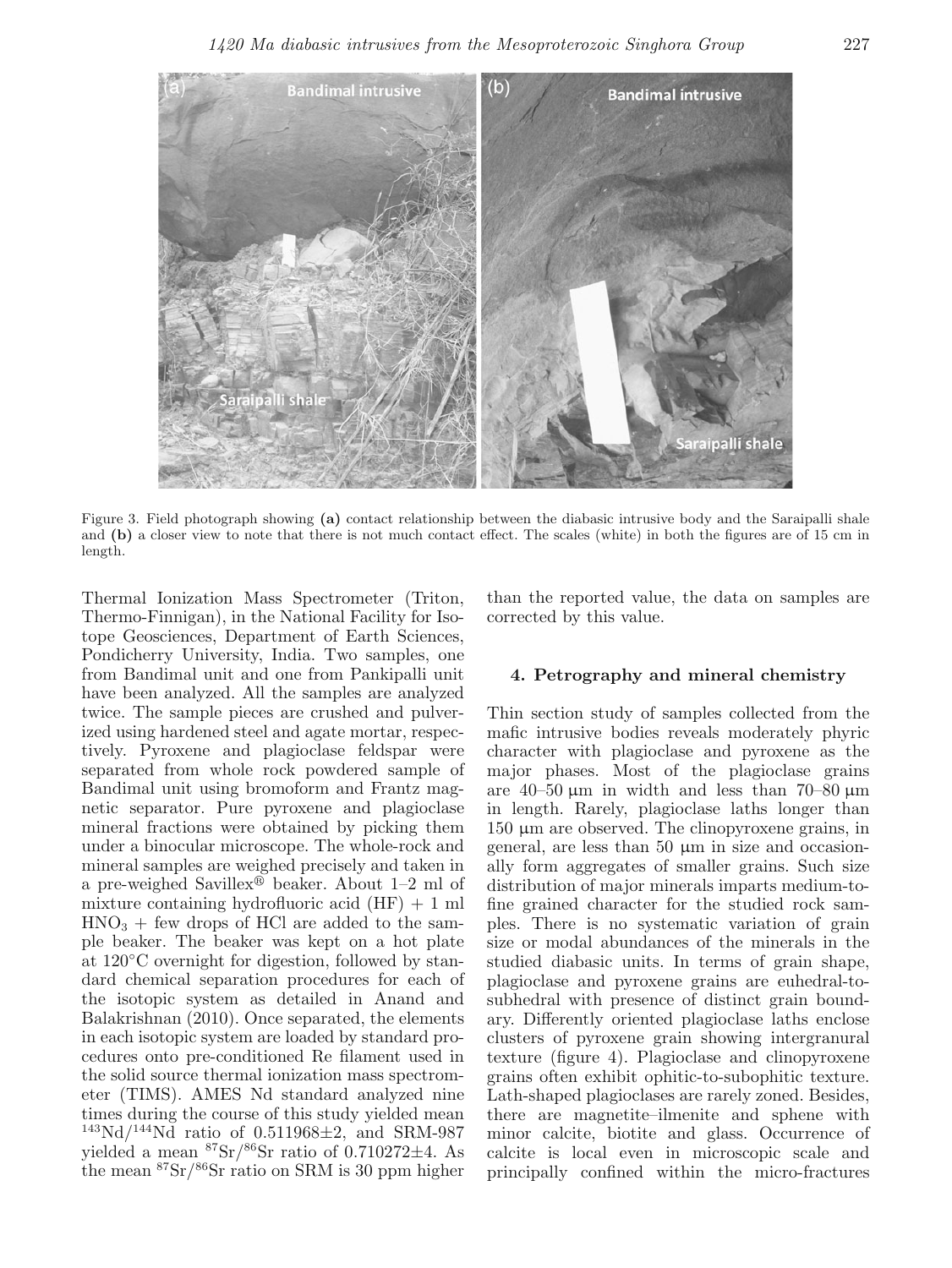Figure 3. Field photograph showing **(a)** contact relationship between the diabasic intrusive body and the Saraipalli shale and **(b)** a closer view to note that there is not much contact effect. The scales (white) in both the figures are of 15 cm in length.

Thermal Ionization Mass Spectrometer (Triton, Thermo-Finnigan), in the National Facility for Isotope Geosciences, Department of Earth Sciences, Pondicherry University, India. Two samples, one from Bandimal unit and one from Pankipalli unit have been analyzed. All the samples are analyzed twice. The sample pieces are crushed and pulverized using hardened steel and agate mortar, respectively. Pyroxene and plagioclase feldspar were separated from whole rock powdered sample of Bandimal unit using bromoform and Frantz magnetic separator. Pure pyroxene and plagioclase mineral fractions were obtained by picking them under a binocular microscope. The whole-rock and mineral samples are weighed precisely and taken in a pre-weighed Savillex® beaker. About 1–2 ml of mixture containing hydrofluoric acid (HF) + 1 ml $HNO_3$ + few drops of HCl are added to the sample beaker. The beaker was kept on a hot plate at 120°C overnight for digestion, followed by standard chemical separation procedures for each of the isotopic system as detailed in Anand and Balakrishnan (2010). Once separated, the elements in each isotopic system are loaded by standard procedures onto pre-conditioned Re filament used in the solid source thermal ionization mass spectrometer (TIMS). AMES Nd standard analyzed nine times during the course of this study yielded mean $^{143}Nd/^{144}Nd$ ratio of 0.511968±2, and SRM-987 yielded a mean $^{87}Sr/^{86}Sr$ ratio of 0.710272±4. As the mean $^{87}Sr/^{86}Sr$ ratio on SRM is 30 ppm higher than the reported value, the data on samples are corrected by this value.

## 4. Petrography and mineral chemistry

Thin section study of samples collected from the mafic intrusive bodies reveals moderately phyric character with plagioclase and pyroxene as the major phases. Most of the plagioclase grains are 40–50 μm in width and less than 70–80 μm in length. Rarely, plagioclase laths longer than 150 μm are observed. The clinopyroxene grains, in general, are less than 50 μm in size and occasionally form aggregates of smaller grains. Such size distribution of major minerals imparts medium-to-fine grained character for the studied rock samples. There is no systematic variation of grain size or modal abundances of the minerals in the studied diabasic units. In terms of grain shape, plagioclase and pyroxene grains are euhedral-to-subhedral with presence of distinct grain boundary. Differently oriented plagioclase laths enclose clusters of pyroxene grain showing intergranural texture (figure 4). Plagioclase and clinopyroxene grains often exhibit ophitic-to-subophitic texture. Lath-shaped plagioclases are rarely zoned. Besides, there are magnetite–ilmenite and sphene with minor calcite, biotite and glass. Occurrence of calcite is local even in microscopic scale and principally confined within the micro-fractures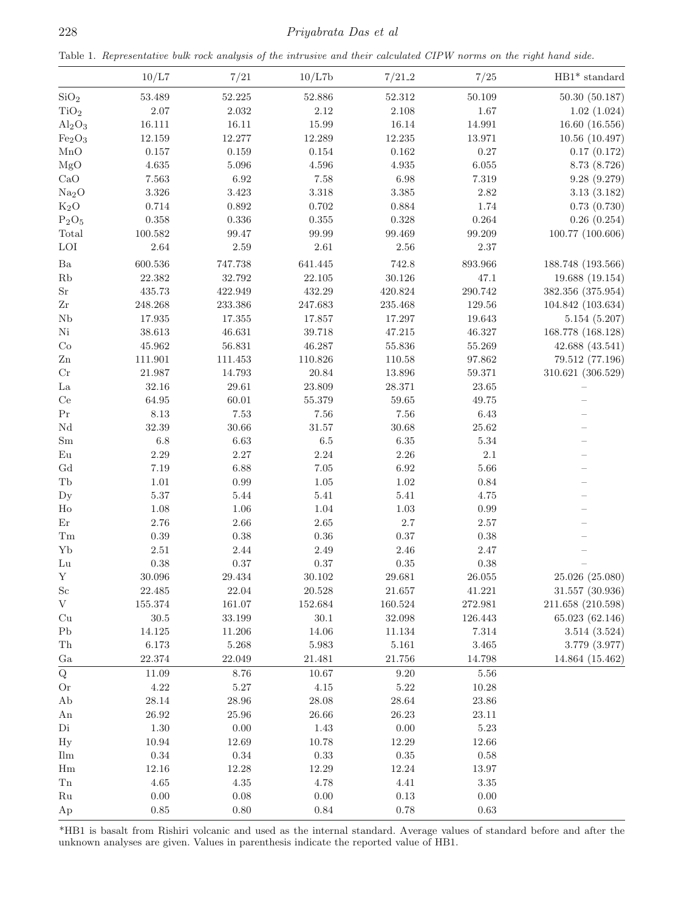Table 1. *Representative bulk rock analysis of the intrusive and their calculated CIPW norms on the right hand side.*

| | 10/L7 | 7/21 | 10/L7b | 7/21_2 | 7/25 | HB1* standard |
|---|---|---|---|---|---|---|
| $SiO_2$ | 53.489 | 52.225 | 52.886 | 52.312 | 50.109 | 50.30 (50.187) |
| $TiO_2$ | 2.07 | 2.032 | 2.12 | 2.108 | 1.67 | 1.02 (1.024) |
| $Al_2O_3$ | 16.111 | 16.11 | 15.99 | 16.14 | 14.991 | 16.60 (16.556) |
| $Fe_2O_3$ | 12.159 | 12.277 | 12.289 | 12.235 | 13.971 | 10.56 (10.497) |
| MnO | 0.157 | 0.159 | 0.154 | 0.162 | 0.27 | 0.17 (0.172) |
| MgO | 4.635 | 5.096 | 4.596 | 4.935 | 6.055 | 8.73 (8.726) |
| CaO | 7.563 | 6.92 | 7.58 | 6.98 | 7.319 | 9.28 (9.279) |
| $Na_2O$ | 3.326 | 3.423 | 3.318 | 3.385 | 2.82 | 3.13 (3.182) |
| $K_2O$ | 0.714 | 0.892 | 0.702 | 0.884 | 1.74 | 0.73 (0.730) |
| $P_2O_5$ | 0.358 | 0.336 | 0.355 | 0.328 | 0.264 | 0.26 (0.254) |
| Total | 100.582 | 99.47 | 99.99 | 99.469 | 99.209 | 100.77 (100.606) |
| LOI | 2.64 | 2.59 | 2.61 | 2.56 | 2.37 | |
| Ba | 600.536 | 747.738 | 641.445 | 742.8 | 893.966 | 188.748 (193.566) |
| Rb | 22.382 | 32.792 | 22.105 | 30.126 | 47.1 | 19.688 (19.154) |
| Sr | 435.73 | 422.949 | 432.29 | 420.824 | 290.742 | 382.356 (375.954) |
| Zr | 248.268 | 233.386 | 247.683 | 235.468 | 129.56 | 104.842 (103.634) |
| Nb | 17.935 | 17.355 | 17.857 | 17.297 | 19.643 | 5.154 (5.207) |
| Ni | 38.613 | 46.631 | 39.718 | 47.215 | 46.327 | 168.778 (168.128) |
| Co | 45.962 | 56.831 | 46.287 | 55.836 | 55.269 | 42.688 (43.541) |
| Zn | 111.901 | 111.453 | 110.826 | 110.58 | 97.862 | 79.512 (77.196) |
| Cr | 21.987 | 14.793 | 20.84 | 13.896 | 59.371 | 310.621 (306.529) |
| La | 32.16 | 29.61 | 23.809 | 28.371 | 23.65 | – |
| Ce | 64.95 | 60.01 | 55.379 | 59.65 | 49.75 | – |
| Pr | 8.13 | 7.53 | 7.56 | 7.56 | 6.43 | – |
| Nd | 32.39 | 30.66 | 31.57 | 30.68 | 25.62 | – |
| Sm | 6.8 | 6.63 | 6.5 | 6.35 | 5.34 | – |
| Eu | 2.29 | 2.27 | 2.24 | 2.26 | 2.1 | – |
| Gd | 7.19 | 6.88 | 7.05 | 6.92 | 5.66 | – |
| Tb | 1.01 | 0.99 | 1.05 | 1.02 | 0.84 | – |
| Dy | 5.37 | 5.44 | 5.41 | 5.41 | 4.75 | – |
| Ho | 1.08 | 1.06 | 1.04 | 1.03 | 0.99 | – |
| Er | 2.76 | 2.66 | 2.65 | 2.7 | 2.57 | – |
| Tm | 0.39 | 0.38 | 0.36 | 0.37 | 0.38 | – |
| Yb | 2.51 | 2.44 | 2.49 | 2.46 | 2.47 | – |
| Lu | 0.38 | 0.37 | 0.37 | 0.35 | 0.38 | – |
| Y | 30.096 | 29.434 | 30.102 | 29.681 | 26.055 | 25.026 (25.080) |
| Sc | 22.485 | 22.04 | 20.528 | 21.657 | 41.221 | 31.557 (30.936) |
| V | 155.374 | 161.07 | 152.684 | 160.524 | 272.981 | 211.658 (210.598) |
| Cu | 30.5 | 33.199 | 30.1 | 32.098 | 126.443 | 65.023 (62.146) |
| Pb | 14.125 | 11.206 | 14.06 | 11.134 | 7.314 | 3.514 (3.524) |
| Th | 6.173 | 5.268 | 5.983 | 5.161 | 3.465 | 3.779 (3.977) |
| Ga | 22.374 | 22.049 | 21.481 | 21.756 | 14.798 | 14.864 (15.462) |
| Q | 11.09 | 8.76 | 10.67 | 9.20 | 5.56 | |
| Or | 4.22 | 5.27 | 4.15 | 5.22 | 10.28 | |
| Ab | 28.14 | 28.96 | 28.08 | 28.64 | 23.86 | |
| An | 26.92 | 25.96 | 26.66 | 26.23 | 23.11 | |
| Di | 1.30 | 0.00 | 1.43 | 0.00 | 5.23 | |
| Hy | 10.94 | 12.69 | 10.78 | 12.29 | 12.66 | |
| Ilm | 0.34 | 0.34 | 0.33 | 0.35 | 0.58 | |
| Hm | 12.16 | 12.28 | 12.29 | 12.24 | 13.97 | |
| Tn | 4.65 | 4.35 | 4.78 | 4.41 | 3.35 | |
| Ru | 0.00 | 0.08 | 0.00 | 0.13 | 0.00 | |
| Ap | 0.85 | 0.80 | 0.84 | 0.78 | 0.63 | |

*HB1 is basalt from Rishiri volcanic and used as the internal standard. Average values of standard before and after the unknown analyses are given. Values in parenthesis indicate the reported value of HB1.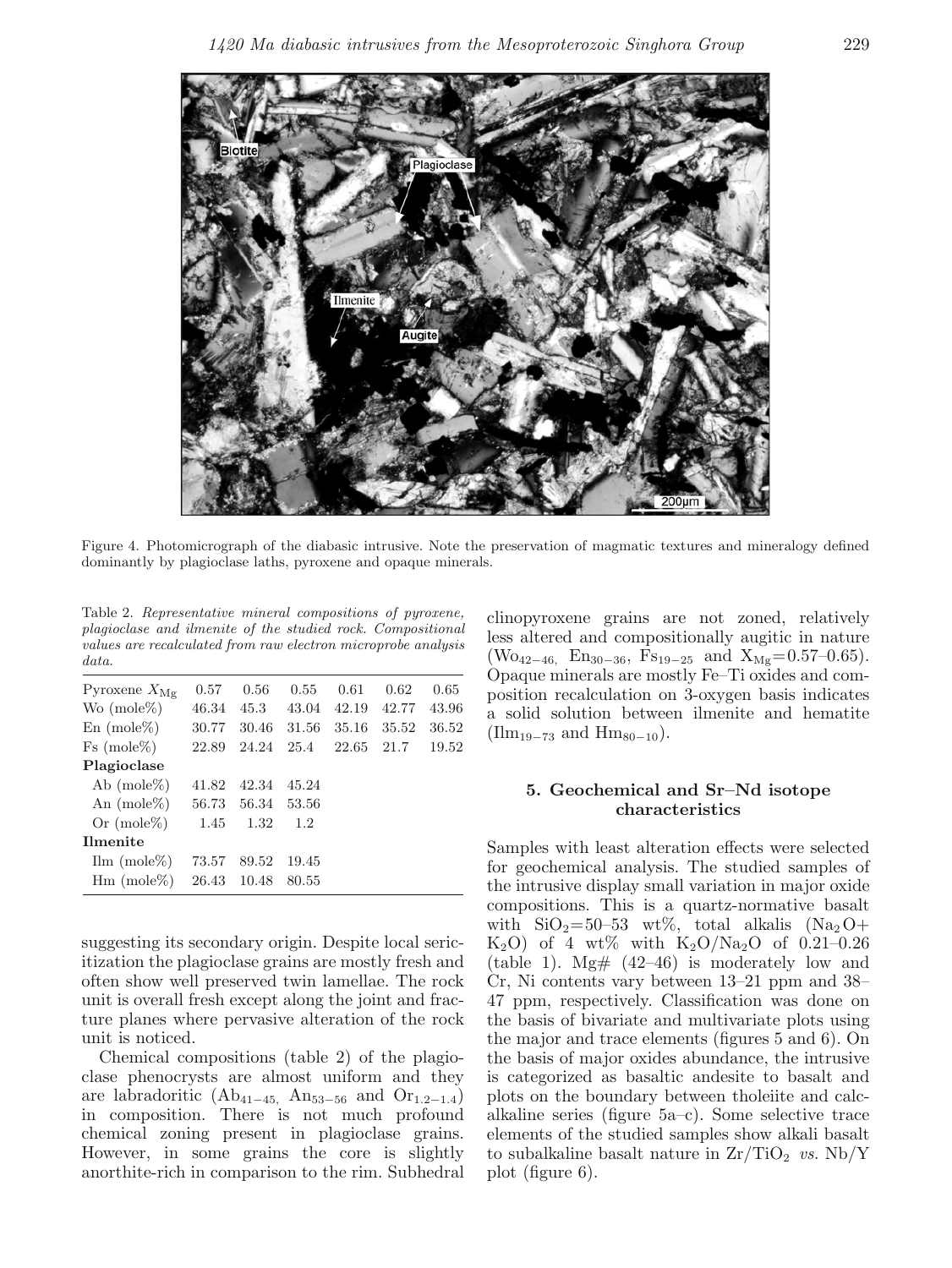Figure 4. Photomicrograph of the diabasic intrusive. Note the preservation of magmatic textures and mineralogy defined dominantly by plagioclase laths, pyroxene and opaque minerals.

Table 2. *Representative mineral compositions of pyroxene, plagioclase and ilmenite of the studied rock. Compositional values are recalculated from raw electron microprobe analysis data.*

| Pyroxene $X_{Mg}$ | 0.57 | 0.56 | 0.55 | 0.61 | 0.62 | 0.65 |
|---|---|---|---|---|---|---|
| Wo (mole%) | 46.34 | 45.3 | 43.04 | 42.19 | 42.77 | 43.96 |
| En (mole%) | 30.77 | 30.46 | 31.56 | 35.16 | 35.52 | 36.52 |
| Fs (mole%) | 22.89 | 24.24 | 25.4 | 22.65 | 21.7 | 19.52 |
| **Plagioclase** | | | | | | |
| Ab (mole%) | 41.82 | 42.34 | 45.24 | | | |
| An (mole%) | 56.73 | 56.34 | 53.56 | | | |
| Or (mole%) | 1.45 | 1.32 | 1.2 | | | |
| **Ilmenite** | | | | | | |
| Ilm (mole%) | 73.57 | 89.52 | 19.45 | | | |
| Hm (mole%) | 26.43 | 10.48 | 80.55 | | | |

suggesting its secondary origin. Despite local sericitization the plagioclase grains are mostly fresh and often show well preserved twin lamellae. The rock unit is overall fresh except along the joint and fracture planes where pervasive alteration of the rock unit is noticed.

Chemical compositions (table 2) of the plagioclase phenocrysts are almost uniform and they are labradoritic ($Ab_{41-45}$, $An_{53-56}$ and $Or_{1.2-1.4}$) in composition. There is not much profound chemical zoning present in plagioclase grains. However, in some grains the core is slightly anorthite-rich in comparison to the rim. Subhedral clinopyroxene grains are not zoned, relatively less altered and compositionally augitic in nature ($Wo_{42-46}$, $En_{30-36}$, $Fs_{19-25}$ and $X_{Mg}$=0.57–0.65). Opaque minerals are mostly Fe–Ti oxides and composition recalculation on 3-oxygen basis indicates a solid solution between ilmenite and hematite ($Ilm_{19-73}$ and $Hm_{80-10}$).

## 5. Geochemical and Sr–Nd isotope characteristics

Samples with least alteration effects were selected for geochemical analysis. The studied samples of the intrusive display small variation in major oxide compositions. This is a quartz-normative basalt with $SiO_2$=50–53 wt%, total alkalis ($Na_2O$+ $K_2O$) of 4 wt% with $K_2O/Na_2O$ of 0.21–0.26 (table 1). Mg# (42–46) is moderately low and Cr, Ni contents vary between 13–21 ppm and 38–47 ppm, respectively. Classification was done on the basis of bivariate and multivariate plots using the major and trace elements (figures 5 and 6). On the basis of major oxides abundance, the intrusive is categorized as basaltic andesite to basalt and plots on the boundary between tholeiite and calc-alkaline series (figure 5a–c). Some selective trace elements of the studied samples show alkali basalt to subalkaline basalt nature in $Zr/TiO_2$ *vs.* Nb/Y plot (figure 6).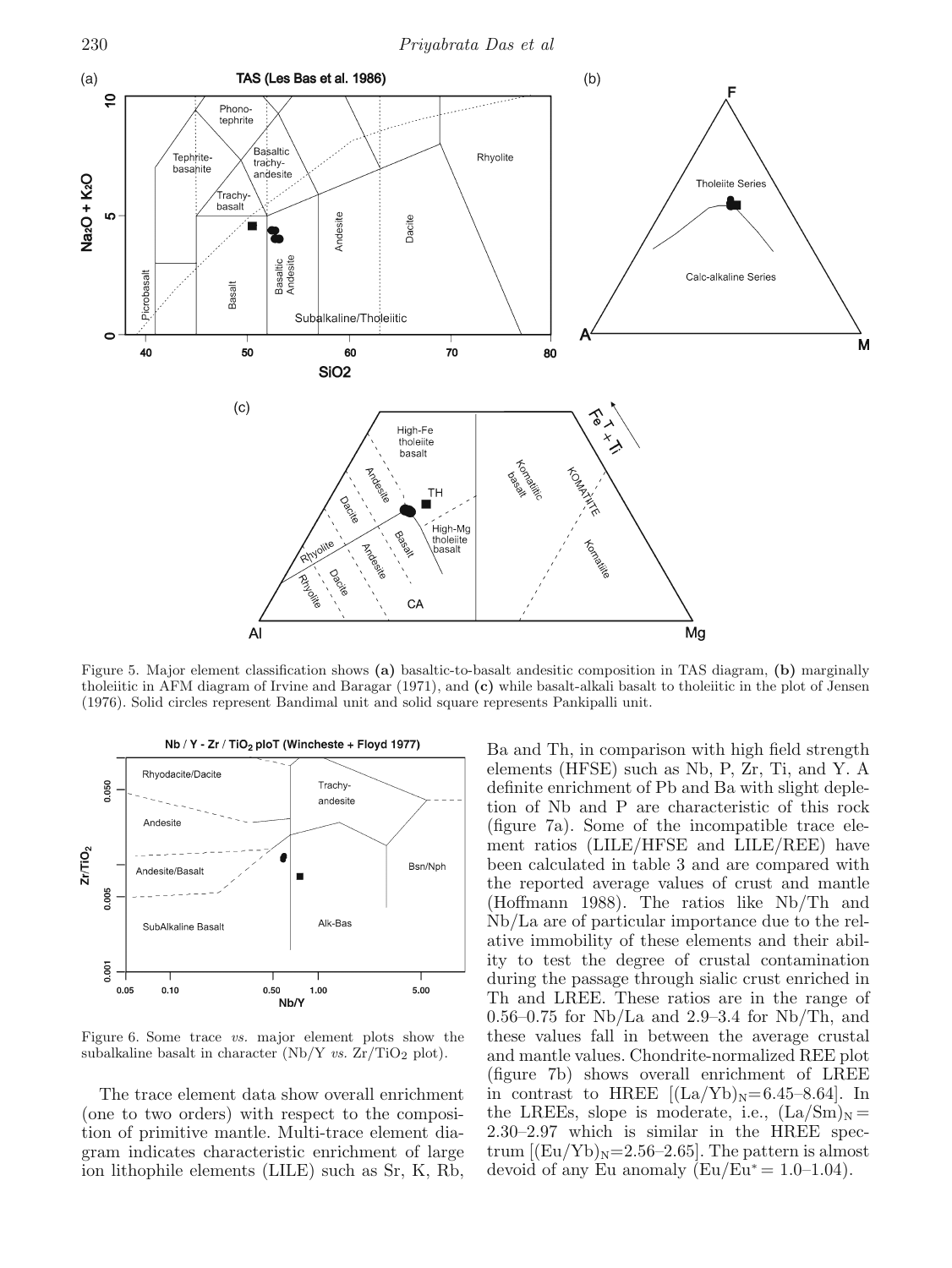Figure 5. Major element classification shows **(a)** basaltic-to-basalt andesitic composition in TAS diagram, **(b)** marginally tholeiitic in AFM diagram of Irvine and Baragar (1971), and **(c)** while basalt-alkali basalt to tholeiitic in the plot of Jensen (1976). Solid circles represent Bandimal unit and solid square represents Pankipalli unit.

Figure 6. Some trace *vs.* major element plots show the subalkaline basalt in character (Nb/Y *vs.* $Zr/TiO_2$ plot).

The trace element data show overall enrichment (one to two orders) with respect to the composition of primitive mantle. Multi-trace element diagram indicates characteristic enrichment of large ion lithophile elements (LILE) such as Sr, K, Rb, Ba and Th, in comparison with high field strength elements (HFSE) such as Nb, P, Zr, Ti, and Y. A definite enrichment of Pb and Ba with slight depletion of Nb and P are characteristic of this rock (figure 7a). Some of the incompatible trace element ratios (LILE/HFSE and LILE/REE) have been calculated in table 3 and are compared with the reported average values of crust and mantle (Hoffmann 1988). The ratios like Nb/Th and Nb/La are of particular importance due to the relative immobility of these elements and their ability to test the degree of crustal contamination during the passage through sialic crust enriched in Th and LREE. These ratios are in the range of 0.56–0.75 for Nb/La and 2.9–3.4 for Nb/Th, and these values fall in between the average crustal and mantle values. Chondrite-normalized REE plot (figure 7b) shows overall enrichment of LREE in contrast to HREE [$(La/Yb)_N$=6.45–8.64]. In the LREEs, slope is moderate, i.e., $(La/Sm)_N$ = 2.30–2.97 which is similar in the HREE spectrum [$(Eu/Yb)_N$=2.56–2.65]. The pattern is almost devoid of any Eu anomaly ($Eu/Eu^*$ = 1.0–1.04).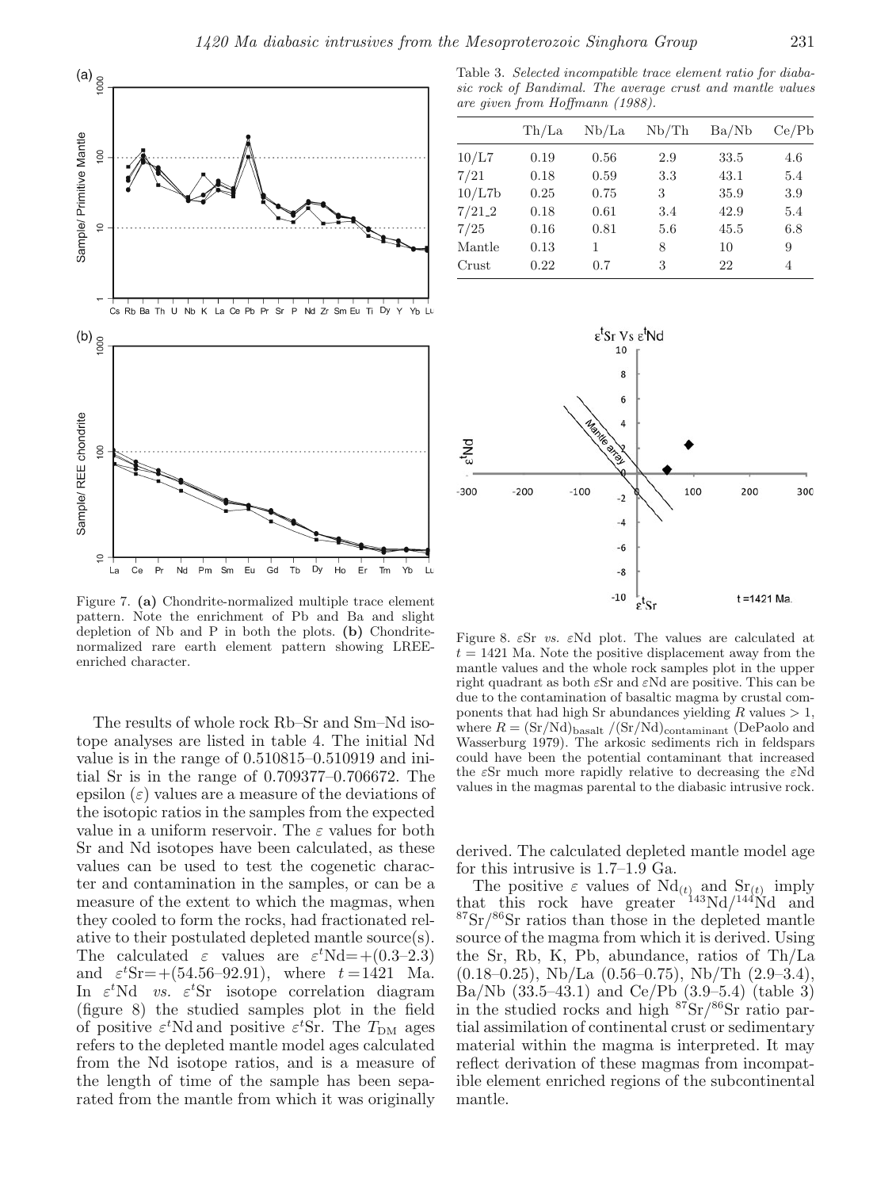Figure 7. **(a)** Chondrite-normalized multiple trace element pattern. Note the enrichment of Pb and Ba and slight depletion of Nb and P in both the plots. **(b)** Chondrite-normalized rare earth element pattern showing LREE-enriched character.

Table 3. *Selected incompatible trace element ratio for diabasic rock of Bandimal. The average crust and mantle values are given from Hoffmann (1988).*

| | Th/La | Nb/La | Nb/Th | Ba/Nb | Ce/Pb |
|---|---|---|---|---|---|
| 10/L7 | 0.19 | 0.56 | 2.9 | 33.5 | 4.6 |
| 7/21 | 0.18 | 0.59 | 3.3 | 43.1 | 5.4 |
| 10/L7b | 0.25 | 0.75 | 3 | 35.9 | 3.9 |
| 7/21_2 | 0.18 | 0.61 | 3.4 | 42.9 | 5.4 |
| 7/25 | 0.16 | 0.81 | 5.6 | 45.5 | 6.8 |
| Mantle | 0.13 | 1 | 8 | 10 | 9 |
| Crust | 0.22 | 0.7 | 3 | 22 | 4 |

Figure 8. $\varepsilon$Sr *vs.* $\varepsilon$Nd plot. The values are calculated at $t = 1421$ Ma. Note the positive displacement away from the mantle values and the whole rock samples plot in the upper right quadrant as both $\varepsilon$Sr and $\varepsilon$Nd are positive. This can be due to the contamination of basaltic magma by crustal components that had high Sr abundances yielding $R$ values $> 1$, where $R = (\mathrm{Sr/Nd})_{\mathrm{basalt}} / (\mathrm{Sr/Nd})_{\mathrm{contaminant}}$ (DePaolo and Wasserburg 1979). The arkosic sediments rich in feldspars could have been the potential contaminant that increased the $\varepsilon$Sr much more rapidly relative to decreasing the $\varepsilon$Nd values in the magmas parental to the diabasic intrusive rock.

The results of whole rock Rb–Sr and Sm–Nd isotope analyses are listed in table 4. The initial Nd value is in the range of 0.510815–0.510919 and initial Sr is in the range of 0.709377–0.706672. The epsilon ($\varepsilon$) values are a measure of the deviations of the isotopic ratios in the samples from the expected value in a uniform reservoir. The $\varepsilon$ values for both Sr and Nd isotopes have been calculated, as these values can be used to test the cogenetic character and contamination in the samples, or can be a measure of the extent to which the magmas, when they cooled to form the rocks, had fractionated relative to their postulated depleted mantle source(s). The calculated $\varepsilon$ values are $\varepsilon^t$Nd=+(0.3–2.3) and $\varepsilon^t$Sr=+(54.56–92.91), where $t = 1421$ Ma. In $\varepsilon^t$Nd *vs.* $\varepsilon^t$Sr isotope correlation diagram (figure 8) the studied samples plot in the field of positive $\varepsilon^t$Nd and positive $\varepsilon^t$Sr. The $T_{\mathrm{DM}}$ ages refers to the depleted mantle model ages calculated from the Nd isotope ratios, and is a measure of the length of time of the sample has been separated from the mantle from which it was originally derived. The calculated depleted mantle model age for this intrusive is 1.7–1.9 Ga.

The positive $\varepsilon$ values of $\mathrm{Nd}_{(t)}$ and $\mathrm{Sr}_{(t)}$ imply that this rock have greater $^{143}\mathrm{Nd}/^{144}\mathrm{Nd}$ and $^{87}\mathrm{Sr}/^{86}\mathrm{Sr}$ ratios than those in the depleted mantle source of the magma from which it is derived. Using the Sr, Rb, K, Pb, abundance, ratios of Th/La (0.18–0.25), Nb/La (0.56–0.75), Nb/Th (2.9–3.4), Ba/Nb (33.5–43.1) and Ce/Pb (3.9–5.4) (table 3) in the studied rocks and high $^{87}\mathrm{Sr}/^{86}\mathrm{Sr}$ ratio partial assimilation of continental crust or sedimentary material within the magma is interpreted. It may reflect derivation of these magmas from incompatible element enriched regions of the subcontinental mantle.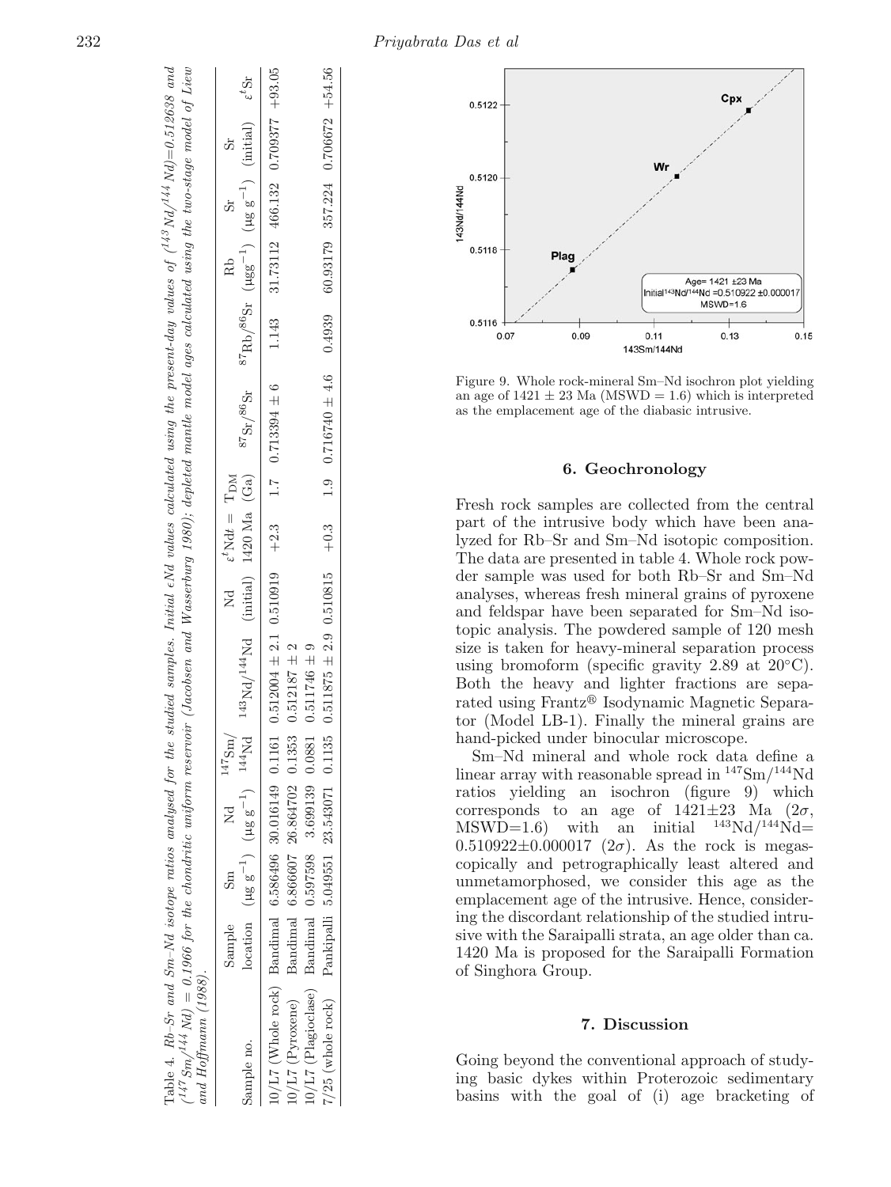Table 4. *Rb–Sr and Sm–Nd isotope ratios analysed for the studied samples. Initial εNd values calculated using the present-day values of ($^{143}Nd/^{144}Nd$)=0.512638 and ($^{147}Sm/^{144}Nd$) = 0.1966 for the chondritic uniform reservoir (Jacobsen and Wasserburg 1980); depleted mantle model ages calculated using the two-stage model of Liew and Hoffmann (1988).*

| Sample no. | Sample location | Sm ($\mu g\ g^{-1}$) | Nd ($\mu g\ g^{-1}$) | $^{147}Sm/^{144}Nd$ | $^{143}Nd/^{144}Nd$ | Nd (initial) | $\varepsilon^t Nd t$ = 1420 Ma | $T_{DM}$ (Ga) | $^{87}Sr/^{86}Sr$ | $^{87}Rb/^{86}Sr$ | Rb ($\mu g g^{-1}$) | Sr ($\mu g\ g^{-1}$) | Sr (initial) | $\varepsilon^t Sr$ |
|---|---|---|---|---|---|---|---|---|---|---|---|---|---|---|
| 10/L7 (Whole rock) | Bandimal | 6.586496 | 30.016149 | 0.1161 | 0.512004 ± 2.1 | 0.510919 | +2.3 | 1.7 | 0.713394 ± 6 | 1.143 | 31.73112 | 466.132 | 0.709377 | +93.05 |
| 10/L7 (Pyroxene) | Bandimal | 6.866607 | 26.864702 | 0.1353 | 0.512187 ± 2 | | | | | | | | | |
| 10/L7 (Plagioclase) | Bandimal | 0.597598 | 3.699139 | 0.0881 | 0.511746 ± 9 | | | | | | | | | |
| 7/25 (whole rock) | Pankipalli | 5.049551 | 23.543071 | 0.1135 | 0.511875 ± 2.9 | 0.510815 | +0.3 | 1.9 | 0.716740 ± 4.6 | 0.4939 | 60.93179 | 357.224 | 0.706672 | +54.56 |

Figure 9. Whole rock-mineral Sm–Nd isochron plot yielding an age of 1421 ± 23 Ma (MSWD = 1.6) which is interpreted as the emplacement age of the diabasic intrusive.

## 6. Geochronology

Fresh rock samples are collected from the central part of the intrusive body which have been analyzed for Rb–Sr and Sm–Nd isotopic composition. The data are presented in table 4. Whole rock powder sample was used for both Rb–Sr and Sm–Nd analyses, whereas fresh mineral grains of pyroxene and feldspar have been separated for Sm–Nd isotopic analysis. The powdered sample of 120 mesh size is taken for heavy-mineral separation process using bromoform (specific gravity 2.89 at 20°C). Both the heavy and lighter fractions are separated using Frantz® Isodynamic Magnetic Separator (Model LB-1). Finally the mineral grains are hand-picked under binocular microscope.

Sm–Nd mineral and whole rock data define a linear array with reasonable spread in $^{147}Sm/^{144}Nd$ ratios yielding an isochron (figure 9) which corresponds to an age of 1421±23 Ma ($2\sigma$, MSWD=1.6) with an initial $^{143}Nd/^{144}Nd$= 0.510922±0.000017 ($2\sigma$). As the rock is megascopically and petrographically least altered and unmetamorphosed, we consider this age as the emplacement age of the intrusive. Hence, considering the discordant relationship of the studied intrusive with the Saraipalli strata, an age older than ca. 1420 Ma is proposed for the Saraipalli Formation of Singhora Group.

## 7. Discussion

Going beyond the conventional approach of studying basic dykes within Proterozoic sedimentary basins with the goal of (i) age bracketing of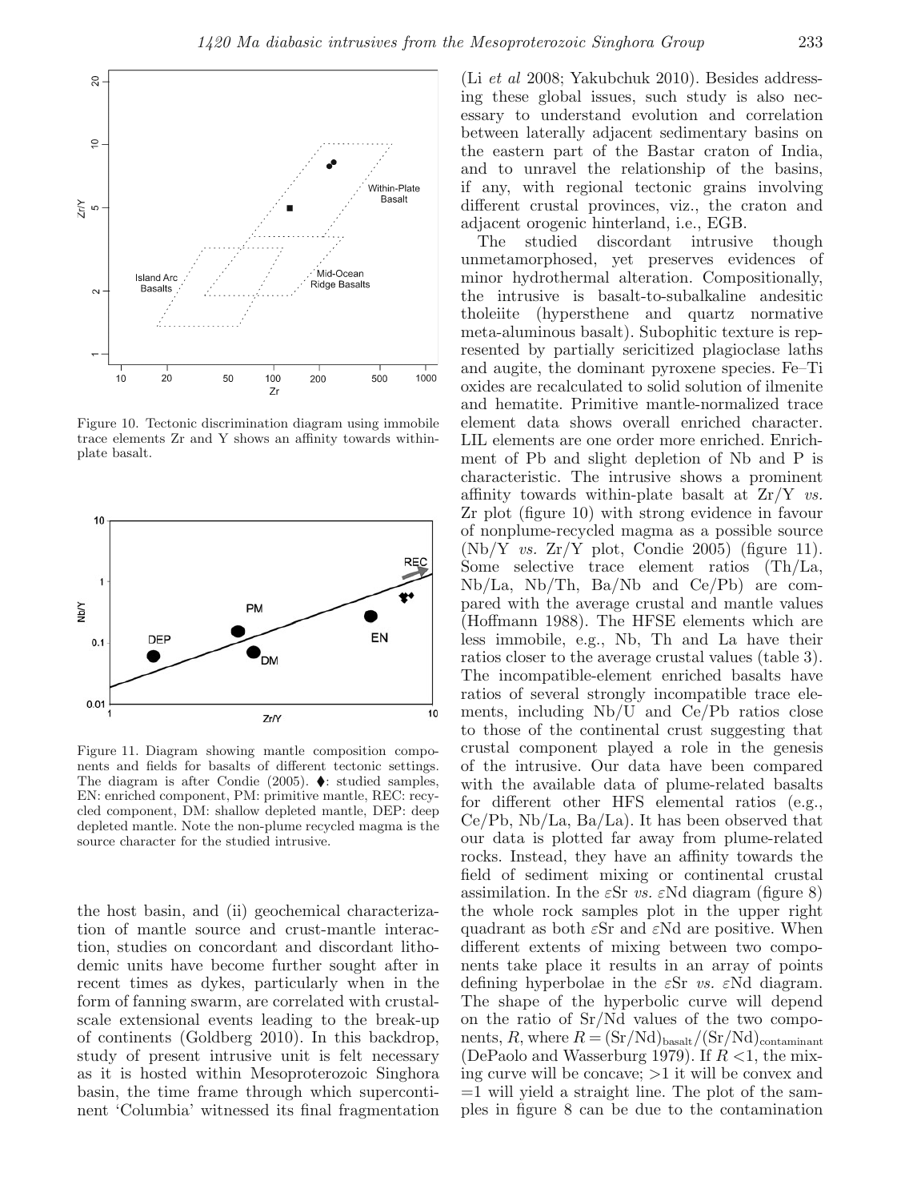Figure 10. Tectonic discrimination diagram using immobile trace elements Zr and Y shows an affinity towards within-plate basalt.

Figure 11. Diagram showing mantle composition components and fields for basalts of different tectonic settings. The diagram is after Condie (2005). ♦: studied samples, EN: enriched component, PM: primitive mantle, REC: recycled component, DM: shallow depleted mantle, DEP: deep depleted mantle. Note the non-plume recycled magma is the source character for the studied intrusive.

the host basin, and (ii) geochemical characterization of mantle source and crust-mantle interaction, studies on concordant and discordant lithodemic units have become further sought after in recent times as dykes, particularly when in the form of fanning swarm, are correlated with crustal-scale extensional events leading to the break-up of continents (Goldberg 2010). In this backdrop, study of present intrusive unit is felt necessary as it is hosted within Mesoproterozoic Singhora basin, the time frame through which supercontinent 'Columbia' witnessed its final fragmentation (Li *et al* 2008; Yakubchuk 2010). Besides addressing these global issues, such study is also necessary to understand evolution and correlation between laterally adjacent sedimentary basins on the eastern part of the Bastar craton of India, and to unravel the relationship of the basins, if any, with regional tectonic grains involving different crustal provinces, viz., the craton and adjacent orogenic hinterland, i.e., EGB.

The studied discordant intrusive though unmetamorphosed, yet preserves evidences of minor hydrothermal alteration. Compositionally, the intrusive is basalt-to-subalkaline andesitic tholeiite (hypersthene and quartz normative meta-aluminous basalt). Subophitic texture is represented by partially sericitized plagioclase laths and augite, the dominant pyroxene species. Fe–Ti oxides are recalculated to solid solution of ilmenite and hematite. Primitive mantle-normalized trace element data shows overall enriched character. LIL elements are one order more enriched. Enrichment of Pb and slight depletion of Nb and P is characteristic. The intrusive shows a prominent affinity towards within-plate basalt at Zr/Y *vs.* Zr plot (figure 10) with strong evidence in favour of nonplume-recycled magma as a possible source (Nb/Y *vs.* Zr/Y plot, Condie 2005) (figure 11). Some selective trace element ratios (Th/La, Nb/La, Nb/Th, Ba/Nb and Ce/Pb) are compared with the average crustal and mantle values (Hoffmann 1988). The HFSE elements which are less immobile, e.g., Nb, Th and La have their ratios closer to the average crustal values (table 3). The incompatible-element enriched basalts have ratios of several strongly incompatible trace elements, including Nb/U and Ce/Pb ratios close to those of the continental crust suggesting that crustal component played a role in the genesis of the intrusive. Our data have been compared with the available data of plume-related basalts for different other HFS elemental ratios (e.g., Ce/Pb, Nb/La, Ba/La). It has been observed that our data is plotted far away from plume-related rocks. Instead, they have an affinity towards the field of sediment mixing or continental crustal assimilation. In the $\varepsilon$Sr *vs.* $\varepsilon$Nd diagram (figure 8) the whole rock samples plot in the upper right quadrant as both $\varepsilon$Sr and $\varepsilon$Nd are positive. When different extents of mixing between two components take place it results in an array of points defining hyperbolae in the $\varepsilon$Sr *vs.* $\varepsilon$Nd diagram. The shape of the hyperbolic curve will depend on the ratio of Sr/Nd values of the two components, $R$, where $R = (\mathrm{Sr/Nd})_{\mathrm{basalt}}/(\mathrm{Sr/Nd})_{\mathrm{contaminant}}$ (DePaolo and Wasserburg 1979). If $R < 1$, the mixing curve will be concave; $>1$ it will be convex and $=1$ will yield a straight line. The plot of the samples in figure 8 can be due to the contamination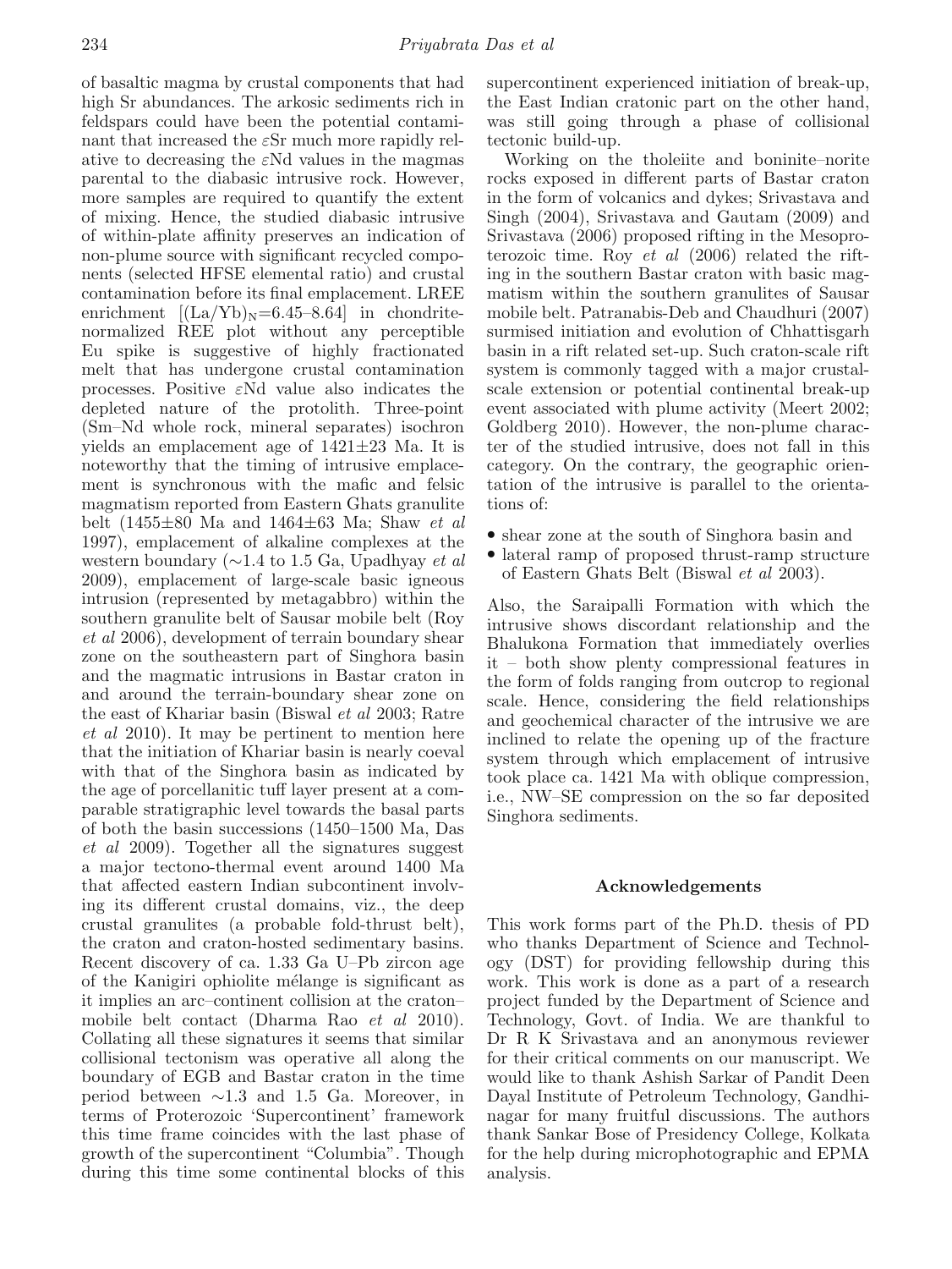of basaltic magma by crustal components that had high Sr abundances. The arkosic sediments rich in feldspars could have been the potential contaminant that increased the $\varepsilon$Sr much more rapidly relative to decreasing the $\varepsilon$Nd values in the magmas parental to the diabasic intrusive rock. However, more samples are required to quantify the extent of mixing. Hence, the studied diabasic intrusive of within-plate affinity preserves an indication of non-plume source with significant recycled components (selected HFSE elemental ratio) and crustal contamination before its final emplacement. LREE enrichment $[(La/Yb)_N=6.45–8.64]$ in chondrite-normalized REE plot without any perceptible Eu spike is suggestive of highly fractionated melt that has undergone crustal contamination processes. Positive $\varepsilon$Nd value also indicates the depleted nature of the protolith. Three-point (Sm–Nd whole rock, mineral separates) isochron yields an emplacement age of 1421±23 Ma. It is noteworthy that the timing of intrusive emplacement is synchronous with the mafic and felsic magmatism reported from Eastern Ghats granulite belt (1455±80 Ma and 1464±63 Ma; Shaw *et al* 1997), emplacement of alkaline complexes at the western boundary (∼1.4 to 1.5 Ga, Upadhyay *et al* 2009), emplacement of large-scale basic igneous intrusion (represented by metagabbro) within the southern granulite belt of Sausar mobile belt (Roy *et al* 2006), development of terrain boundary shear zone on the southeastern part of Singhora basin and the magmatic intrusions in Bastar craton in and around the terrain-boundary shear zone on the east of Khariar basin (Biswal *et al* 2003; Ratre *et al* 2010). It may be pertinent to mention here that the initiation of Khariar basin is nearly coeval with that of the Singhora basin as indicated by the age of porcellanitic tuff layer present at a comparable stratigraphic level towards the basal parts of both the basin successions (1450–1500 Ma, Das *et al* 2009). Together all the signatures suggest a major tectono-thermal event around 1400 Ma that affected eastern Indian subcontinent involving its different crustal domains, viz., the deep crustal granulites (a probable fold-thrust belt), the craton and craton-hosted sedimentary basins. Recent discovery of ca. 1.33 Ga U–Pb zircon age of the Kanigiri ophiolite mélange is significant as it implies an arc–continent collision at the craton–mobile belt contact (Dharma Rao *et al* 2010). Collating all these signatures it seems that similar collisional tectonism was operative all along the boundary of EGB and Bastar craton in the time period between ∼1.3 and 1.5 Ga. Moreover, in terms of Proterozoic 'Supercontinent' framework this time frame coincides with the last phase of growth of the supercontinent "Columbia". Though during this time some continental blocks of this supercontinent experienced initiation of break-up, the East Indian cratonic part on the other hand, was still going through a phase of collisional tectonic build-up.

Working on the tholeiite and boninite–norite rocks exposed in different parts of Bastar craton in the form of volcanics and dykes; Srivastava and Singh (2004), Srivastava and Gautam (2009) and Srivastava (2006) proposed rifting in the Mesoproterozoic time. Roy *et al* (2006) related the rifting in the southern Bastar craton with basic magmatism within the southern granulites of Sausar mobile belt. Patranabis-Deb and Chaudhuri (2007) surmised initiation and evolution of Chhattisgarh basin in a rift related set-up. Such craton-scale rift system is commonly tagged with a major crustal-scale extension or potential continental break-up event associated with plume activity (Meert 2002; Goldberg 2010). However, the non-plume character of the studied intrusive, does not fall in this category. On the contrary, the geographic orientation of the intrusive is parallel to the orientations of:

- shear zone at the south of Singhora basin and
- lateral ramp of proposed thrust-ramp structure of Eastern Ghats Belt (Biswal *et al* 2003).

Also, the Saraipalli Formation with which the intrusive shows discordant relationship and the Bhalukona Formation that immediately overlies it – both show plenty compressional features in the form of folds ranging from outcrop to regional scale. Hence, considering the field relationships and geochemical character of the intrusive we are inclined to relate the opening up of the fracture system through which emplacement of intrusive took place ca. 1421 Ma with oblique compression, i.e., NW–SE compression on the so far deposited Singhora sediments.

## Acknowledgements

This work forms part of the Ph.D. thesis of PD who thanks Department of Science and Technology (DST) for providing fellowship during this work. This work is done as a part of a research project funded by the Department of Science and Technology, Govt. of India. We are thankful to Dr R K Srivastava and an anonymous reviewer for their critical comments on our manuscript. We would like to thank Ashish Sarkar of Pandit Deen Dayal Institute of Petroleum Technology, Gandhinagar for many fruitful discussions. The authors thank Sankar Bose of Presidency College, Kolkata for the help during microphotographic and EPMA analysis.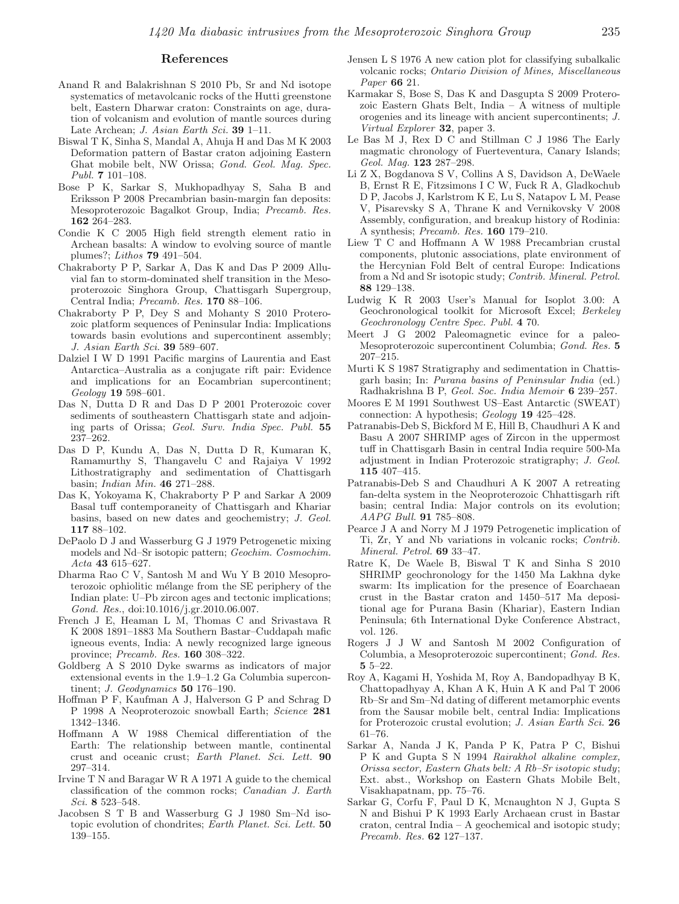## References

Anand R and Balakrishnan S 2010 Pb, Sr and Nd isotope systematics of metavolcanic rocks of the Hutti greenstone belt, Eastern Dharwar craton: Constraints on age, duration of volcanism and evolution of mantle sources during Late Archean; *J. Asian Earth Sci.* **39** 1–11.

Biswal T K, Sinha S, Mandal A, Ahuja H and Das M K 2003 Deformation pattern of Bastar craton adjoining Eastern Ghat mobile belt, NW Orissa; *Gond. Geol. Mag. Spec. Publ.* **7** 101–108.

Bose P K, Sarkar S, Mukhopadhyay S, Saha B and Eriksson P 2008 Precambrian basin-margin fan deposits: Mesoproterozoic Bagalkot Group, India; *Precamb. Res.* **162** 264–283.

Condie K C 2005 High field strength element ratio in Archean basalts: A window to evolving source of mantle plumes?; *Lithos* **79** 491–504.

Chakraborty P P, Sarkar A, Das K and Das P 2009 Alluvial fan to storm-dominated shelf transition in the Mesoproterozoic Singhora Group, Chattisgarh Supergroup, Central India; *Precamb. Res.* **170** 88–106.

Chakraborty P P, Dey S and Mohanty S 2010 Proterozoic platform sequences of Peninsular India: Implications towards basin evolutions and supercontinent assembly; *J. Asian Earth Sci.* **39** 589–607.

Dalziel I W D 1991 Pacific margins of Laurentia and East Antarctica–Australia as a conjugate rift pair: Evidence and implications for an Eocambrian supercontinent; *Geology* **19** 598–601.

Das N, Dutta D R and Das D P 2001 Proterozoic cover sediments of southeastern Chattisgarh state and adjoining parts of Orissa; *Geol. Surv. India Spec. Publ.* **55** 237–262.

Das D P, Kundu A, Das N, Dutta D R, Kumaran K, Ramamurthy S, Thangavelu C and Rajaiya V 1992 Lithostratigraphy and sedimentation of Chattisgarh basin; *Indian Min.* **46** 271–288.

Das K, Yokoyama K, Chakraborty P P and Sarkar A 2009 Basal tuff contemporaneity of Chattisgarh and Khariar basins, based on new dates and geochemistry; *J. Geol.* **117** 88–102.

DePaolo D J and Wasserburg G J 1979 Petrogenetic mixing models and Nd–Sr isotopic pattern; *Geochim. Cosmochim. Acta* **43** 615–627.

Dharma Rao C V, Santosh M and Wu Y B 2010 Mesoproterozoic ophiolitic mélange from the SE periphery of the Indian plate: U–Pb zircon ages and tectonic implications; *Gond. Res.*, doi:10.1016/j.gr.2010.06.007.

French J E, Heaman L M, Thomas C and Srivastava R K 2008 1891–1883 Ma Southern Bastar–Cuddapah mafic igneous events, India: A newly recognized large igneous province; *Precamb. Res.* **160** 308–322.

Goldberg A S 2010 Dyke swarms as indicators of major extensional events in the 1.9–1.2 Ga Columbia supercontinent; *J. Geodynamics* **50** 176–190.

Hoffman P F, Kaufman A J, Halverson G P and Schrag D P 1998 A Neoproterozoic snowball Earth; *Science* **281** 1342–1346.

Hoffmann A W 1988 Chemical differentiation of the Earth: The relationship between mantle, continental crust and oceanic crust; *Earth Planet. Sci. Lett.* **90** 297–314.

Irvine T N and Baragar W R A 1971 A guide to the chemical classification of the common rocks; *Canadian J. Earth Sci.* **8** 523–548.

Jacobsen S T B and Wasserburg G J 1980 Sm–Nd isotopic evolution of chondrites; *Earth Planet. Sci. Lett.* **50** 139–155.

Jensen L S 1976 A new cation plot for classifying subalkalic volcanic rocks; *Ontario Division of Mines, Miscellaneous Paper* **66** 21.

Karmakar S, Bose S, Das K and Dasgupta S 2009 Proterozoic Eastern Ghats Belt, India – A witness of multiple orogenies and its lineage with ancient supercontinents; *J. Virtual Explorer* **32**, paper 3.

Le Bas M J, Rex D C and Stillman C J 1986 The Early magmatic chronology of Fuerteventura, Canary Islands; *Geol. Mag.* **123** 287–298.

Li Z X, Bogdanova S V, Collins A S, Davidson A, DeWaele B, Ernst R E, Fitzsimons I C W, Fuck R A, Gladkochub D P, Jacobs J, Karlstrom K E, Lu S, Natapov L M, Pease V, Pisarevsky S A, Thrane K and Vernikovsky V 2008 Assembly, configuration, and breakup history of Rodinia: A synthesis; *Precamb. Res.* **160** 179–210.

Liew T C and Hoffmann A W 1988 Precambrian crustal components, plutonic associations, plate environment of the Hercynian Fold Belt of central Europe: Indications from a Nd and Sr isotopic study; *Contrib. Mineral. Petrol.* **88** 129–138.

Ludwig K R 2003 User's Manual for Isoplot 3.00: A Geochronological toolkit for Microsoft Excel; *Berkeley Geochronology Centre Spec. Publ.* **4** 70.

Meert J G 2002 Paleomagnetic evince for a paleo-Mesoproterozoic supercontinent Columbia; *Gond. Res.* **5** 207–215.

Murti K S 1987 Stratigraphy and sedimentation in Chattisgarh basin; In: *Purana basins of Peninsular India* (ed.) Radhakrishna B P, *Geol. Soc. India Memoir* **6** 239–257.

Moores E M 1991 Southwest US–East Antarctic (SWEAT) connection: A hypothesis; *Geology* **19** 425–428.

Patranabis-Deb S, Bickford M E, Hill B, Chaudhuri A K and Basu A 2007 SHRIMP ages of Zircon in the uppermost tuff in Chattisgarh Basin in central India require 500-Ma adjustment in Indian Proterozoic stratigraphy; *J. Geol.* **115** 407–415.

Patranabis-Deb S and Chaudhuri A K 2007 A retreating fan-delta system in the Neoproterozoic Chhattisgarh rift basin; central India: Major controls on its evolution; *AAPG Bull.* **91** 785–808.

Pearce J A and Norry M J 1979 Petrogenetic implication of Ti, Zr, Y and Nb variations in volcanic rocks; *Contrib. Mineral. Petrol.* **69** 33–47.

Ratre K, De Waele B, Biswal T K and Sinha S 2010 SHRIMP geochronology for the 1450 Ma Lakhna dyke swarm: Its implication for the presence of Eoarchaean crust in the Bastar craton and 1450–517 Ma depositional age for Purana Basin (Khariar), Eastern Indian Peninsula; 6th International Dyke Conference Abstract, vol. 126.

Rogers J J W and Santosh M 2002 Configuration of Columbia, a Mesoproterozoic supercontinent; *Gond. Res.* **5** 5–22.

Roy A, Kagami H, Yoshida M, Roy A, Bandopadhyay B K, Chattopadhyay A, Khan A K, Huin A K and Pal T 2006 Rb–Sr and Sm–Nd dating of different metamorphic events from the Sausar mobile belt, central India: Implications for Proterozoic crustal evolution; *J. Asian Earth Sci.* **26** 61–76.

Sarkar A, Nanda J K, Panda P K, Patra P C, Bishui P K and Gupta S N 1994 *Rairakhol alkaline complex, Orissa sector, Eastern Ghats belt: A Rb–Sr isotopic study*; Ext. abst., Workshop on Eastern Ghats Mobile Belt, Visakhapatnam, pp. 75–76.

Sarkar G, Corfu F, Paul D K, Mcnaughton N J, Gupta S N and Bishui P K 1993 Early Archaean crust in Bastar craton, central India – A geochemical and isotopic study; *Precamb. Res.* **62** 127–137.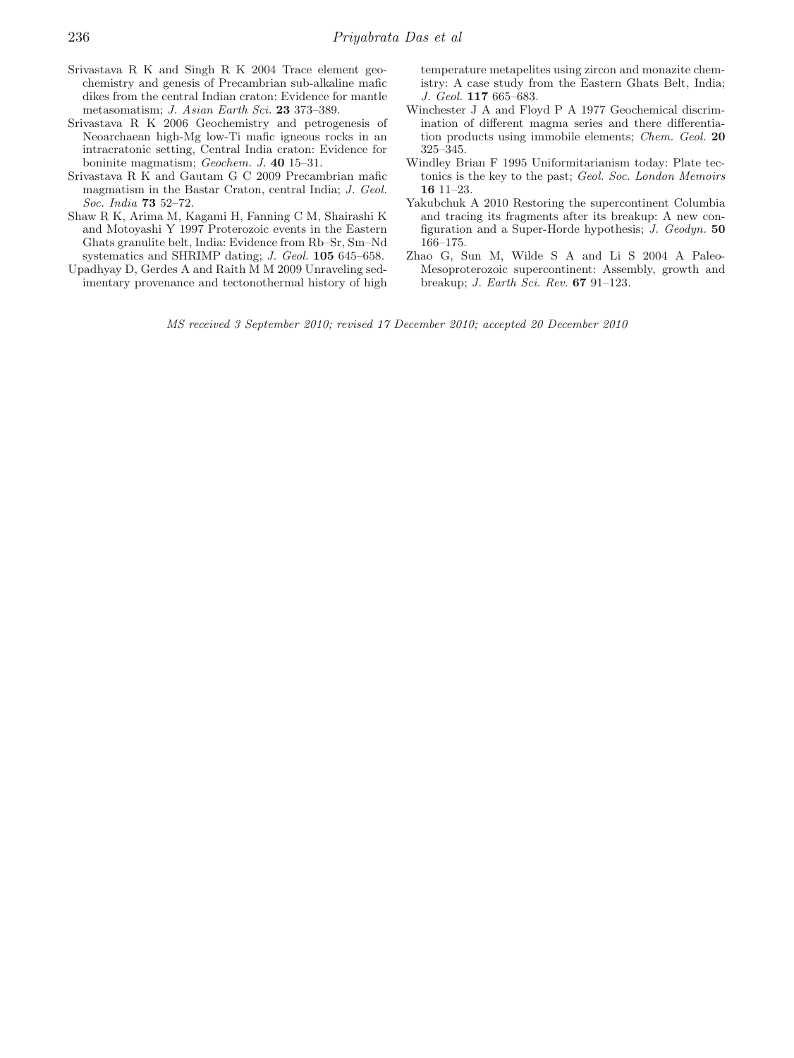Srivastava R K and Singh R K 2004 Trace element geochemistry and genesis of Precambrian sub-alkaline mafic dikes from the central Indian craton: Evidence for mantle metasomatism; *J. Asian Earth Sci.* **23** 373–389.

Srivastava R K 2006 Geochemistry and petrogenesis of Neoarchaean high-Mg low-Ti mafic igneous rocks in an intracratonic setting, Central India craton: Evidence for boninite magmatism; *Geochem. J.* **40** 15–31.

Srivastava R K and Gautam G C 2009 Precambrian mafic magmatism in the Bastar Craton, central India; *J. Geol. Soc. India* **73** 52–72.

Shaw R K, Arima M, Kagami H, Fanning C M, Shairashi K and Motoyashi Y 1997 Proterozoic events in the Eastern Ghats granulite belt, India: Evidence from Rb–Sr, Sm–Nd systematics and SHRIMP dating; *J. Geol.* **105** 645–658.

Upadhyay D, Gerdes A and Raith M M 2009 Unraveling sedimentary provenance and tectonothermal history of high temperature metapelites using zircon and monazite chemistry: A case study from the Eastern Ghats Belt, India; *J. Geol.* **117** 665–683.

Winchester J A and Floyd P A 1977 Geochemical discrimination of different magma series and there differentiation products using immobile elements; *Chem. Geol.* **20** 325–345.

Windley Brian F 1995 Uniformitarianism today: Plate tectonics is the key to the past; *Geol. Soc. London Memoirs* **16** 11–23.

Yakubchuk A 2010 Restoring the supercontinent Columbia and tracing its fragments after its breakup: A new configuration and a Super-Horde hypothesis; *J. Geodyn.* **50** 166–175.

Zhao G, Sun M, Wilde S A and Li S 2004 A Paleo-Mesoproterozoic supercontinent: Assembly, growth and breakup; *J. Earth Sci. Rev.* **67** 91–123.

*MS received 3 September 2010; revised 17 December 2010; accepted 20 December 2010*